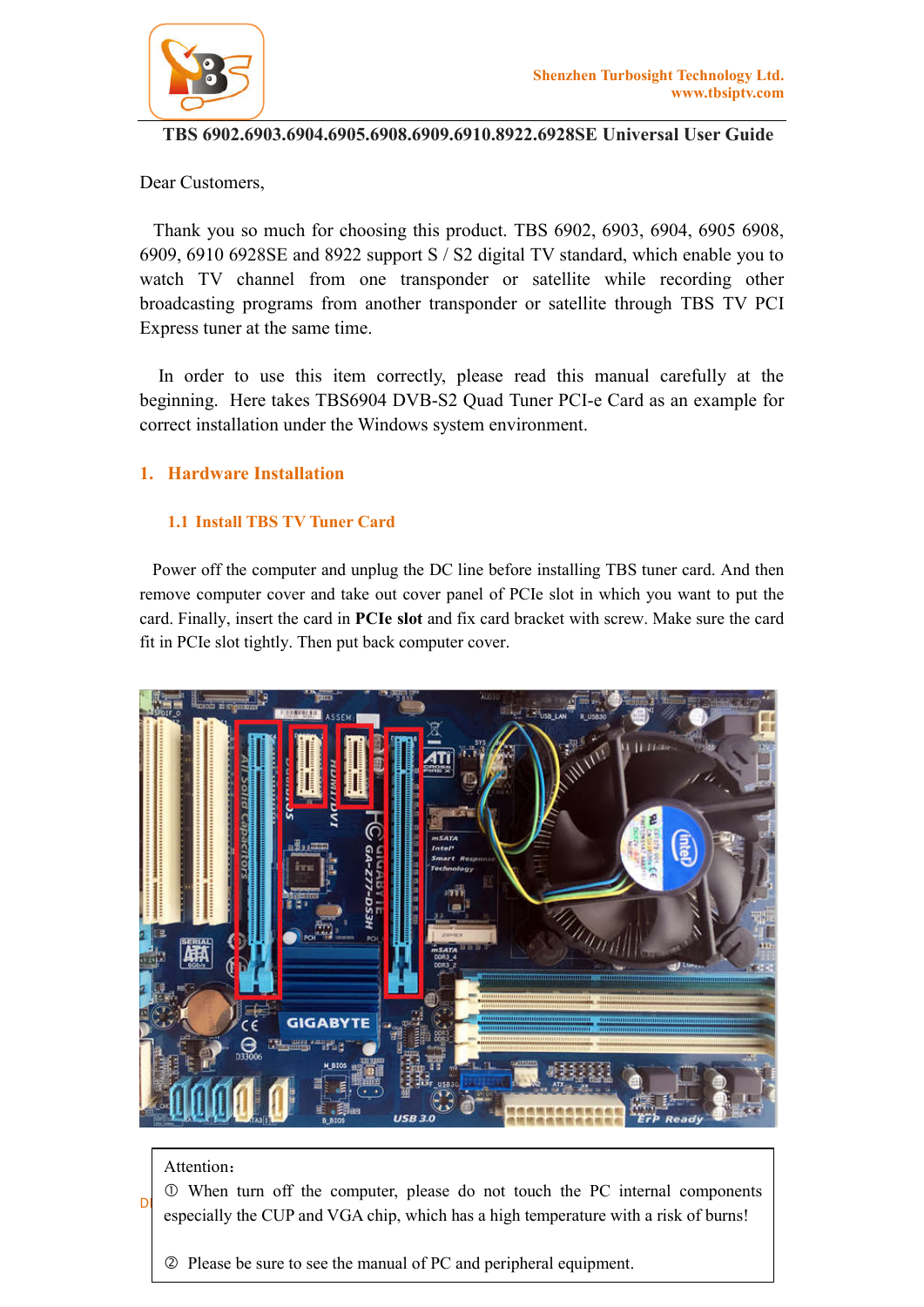Shenzhen Turbosight Technology Ltd.
www.tbsiptv.com

# TBS 6902.6903.6904.6905.6908.6909.6910.8922.6928SE Universal User Guide

Dear Customers,

Thank you so much for choosing this product. TBS 6902, 6903, 6904, 6905 6908, 6909, 6910 6928SE and 8922 support S / S2 digital TV standard, which enable you to watch TV channel from one transponder or satellite while recording other broadcasting programs from another transponder or satellite through TBS TV PCI Express tuner at the same time.

In order to use this item correctly, please read this manual carefully at the beginning. Here takes TBS6904 DVB-S2 Quad Tuner PCI-e Card as an example for correct installation under the Windows system environment.

## 1. Hardware Installation

### 1.1 Install TBS TV Tuner Card

Power off the computer and unplug the DC line before installing TBS tuner card. And then remove computer cover and take out cover panel of PCIe slot in which you want to put the card. Finally, insert the card in **PCIe slot** and fix card bracket with screw. Make sure the card fit in PCIe slot tightly. Then put back computer cover.

Attention：

① When turn off the computer, please do not touch the PC internal components especially the CUP and VGA chip, which has a high temperature with a risk of burns!

② Please be sure to see the manual of PC and peripheral equipment.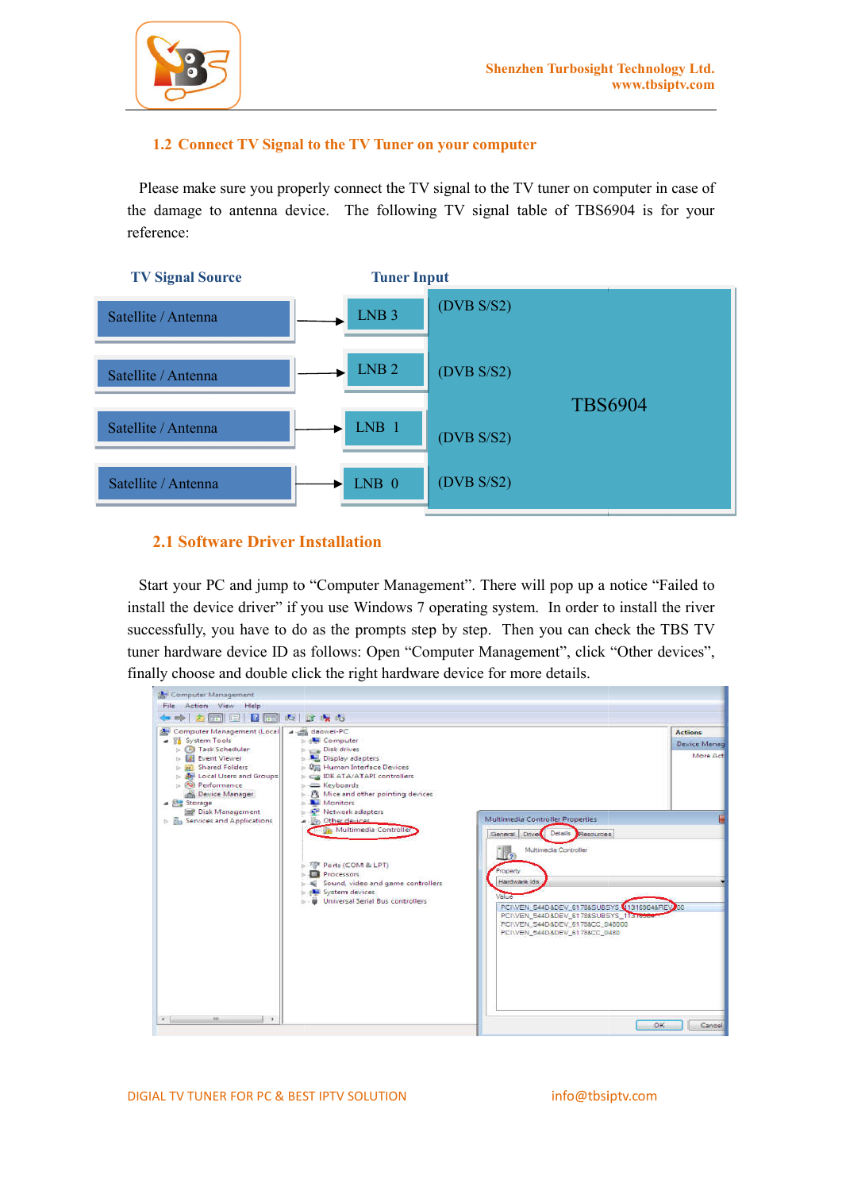## 1.2 Connect TV Signal to the TV Tuner on your computer

Please make sure you properly connect the TV signal to the TV tuner on computer in case of the damage to antenna device. The following TV signal table of TBS6904 is for your reference:

| TV Signal Source | | Tuner Input | | |
|---|---|---|---|---|
| Satellite / Antenna | → | LNB 3 | (DVB S/S2) | TBS6904 |
| Satellite / Antenna | → | LNB 2 | (DVB S/S2) | |
| Satellite / Antenna | → | LNB 1 | (DVB S/S2) | |
| Satellite / Antenna | → | LNB 0 | (DVB S/S2) | |

## 2.1 Software Driver Installation

Start your PC and jump to "Computer Management". There will pop up a notice "Failed to install the device driver" if you use Windows 7 operating system. In order to install the river successfully, you have to do as the prompts step by step. Then you can check the TBS TV tuner hardware device ID as follows: Open "Computer Management", click "Other devices", finally choose and double click the right hardware device for more details.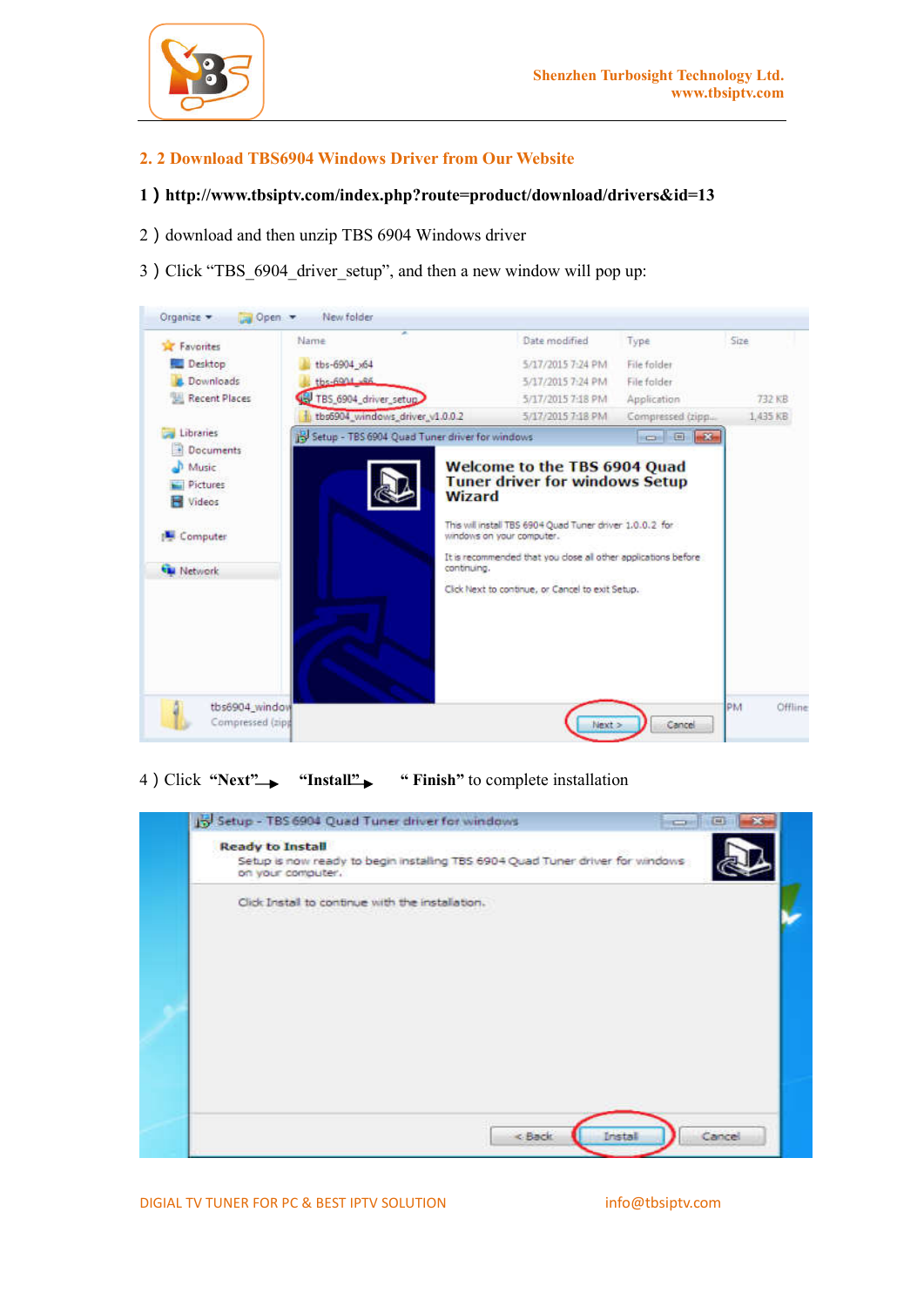## 2. 2 Download TBS6904 Windows Driver from Our Website

1 ) **http://www.tbsiptv.com/index.php?route=product/download/drivers&id=13**

2 ) download and then unzip TBS 6904 Windows driver

3 ) Click "TBS_6904_driver_setup", and then a new window will pop up:

4 ) Click **"Next"** → **"Install"** → **" Finish"** to complete installation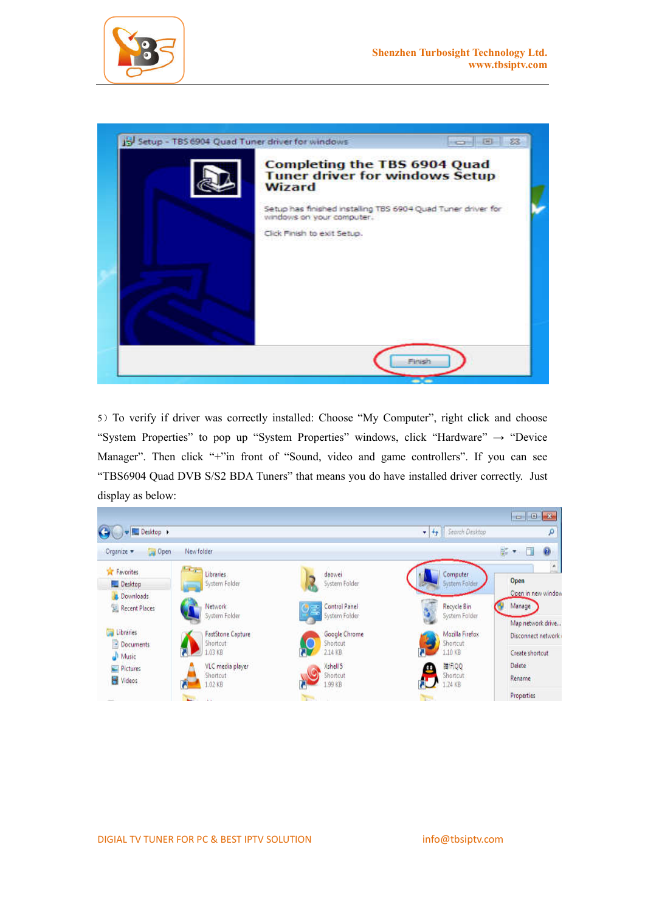5）To verify if driver was correctly installed: Choose "My Computer", right click and choose "System Properties" to pop up "System Properties" windows, click "Hardware" → "Device Manager". Then click "+"in front of "Sound, video and game controllers". If you can see "TBS6904 Quad DVB S/S2 BDA Tuners" that means you do have installed driver correctly. Just display as below: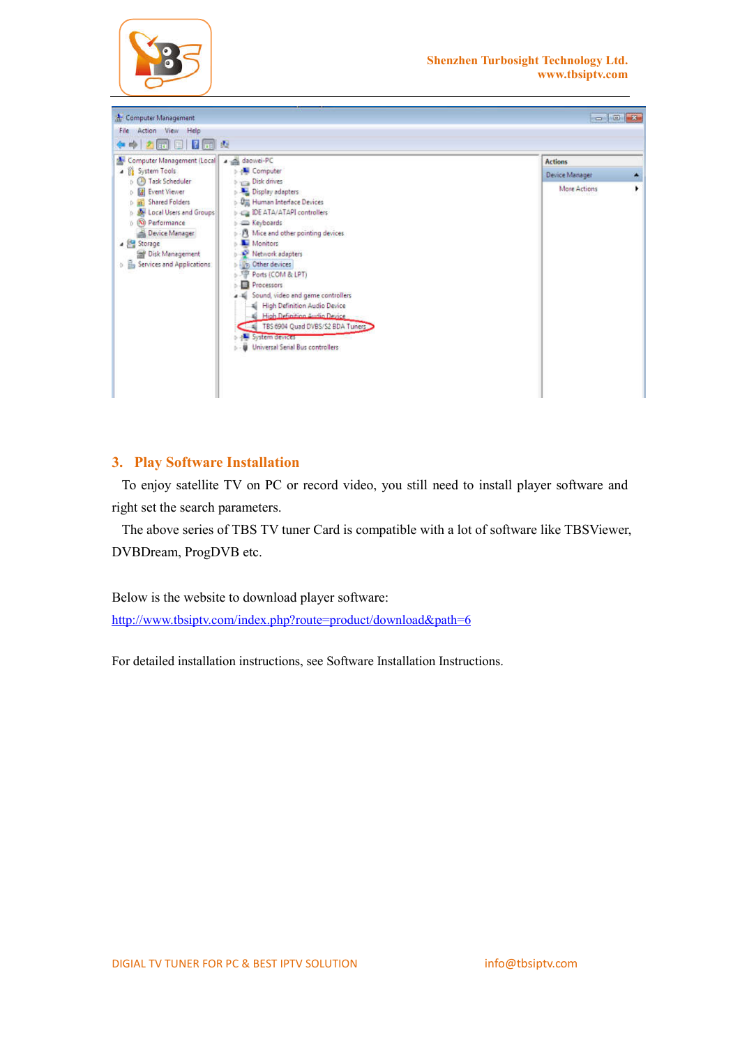## 3. Play Software Installation

To enjoy satellite TV on PC or record video, you still need to install player software and right set the search parameters.

The above series of TBS TV tuner Card is compatible with a lot of software like TBSViewer, DVBDream, ProgDVB etc.

Below is the website to download player software:
http://www.tbsiptv.com/index.php?route=product/download&path=6

For detailed installation instructions, see Software Installation Instructions.